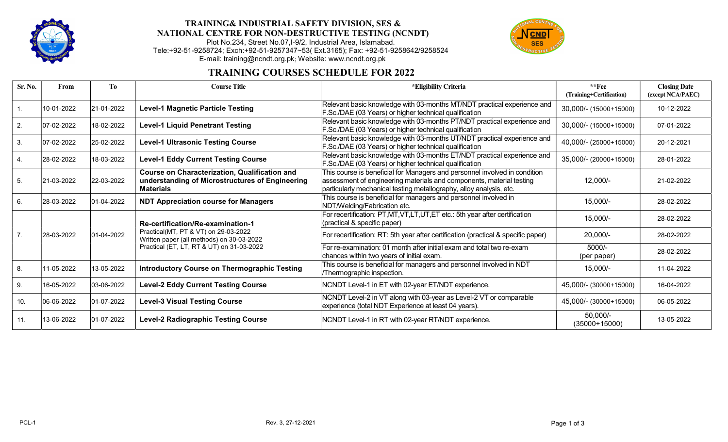# TRAINING& INDUSTRIAL SAFETY DIVISION, SES & NATIONAL CENTRE FOR NON-DESTRUCTIVE TESTING (NCNDT)

Plot No.234, Street No.07,I-9/2, Industrial Area, Islamabad.
Tele:+92-51-9258724; Exch:+92-51-9257347~53( Ext.3165); Fax: +92-51-9258642/9258524
E-mail: training@ncndt.org.pk; Website: www.ncndt.org.pk

## TRAINING COURSES SCHEDULE FOR 2022

| Sr. No. | From | To | Course Title | *Eligibility Criteria | **Fee (Training+Certification) | Closing Date (except NCA/PAEC) |
|---|---|---|---|---|---|---|
| 1. | 10-01-2022 | 21-01-2022 | **Level-1 Magnetic Particle Testing** | Relevant basic knowledge with 03-months MT/NDT practical experience and F.Sc./DAE (03 Years) or higher technical qualification | 30,000/- (15000+15000) | 10-12-2022 |
| 2. | 07-02-2022 | 18-02-2022 | **Level-1 Liquid Penetrant Testing** | Relevant basic knowledge with 03-months PT/NDT practical experience and F.Sc./DAE (03 Years) or higher technical qualification | 30,000/- (15000+15000) | 07-01-2022 |
| 3. | 07-02-2022 | 25-02-2022 | **Level-1 Ultrasonic Testing Course** | Relevant basic knowledge with 03-months UT/NDT practical experience and F.Sc./DAE (03 Years) or higher technical qualification | 40,000/- (25000+15000) | 20-12-2021 |
| 4. | 28-02-2022 | 18-03-2022 | **Level-1 Eddy Current Testing Course** | Relevant basic knowledge with 03-months ET/NDT practical experience and F.Sc./DAE (03 Years) or higher technical qualification | 35,000/- (20000+15000) | 28-01-2022 |
| 5. | 21-03-2022 | 22-03-2022 | **Course on Characterization, Qualification and understanding of Microstructures of Engineering Materials** | This course is beneficial for Managers and personnel involved in condition assessment of engineering materials and components, material testing particularly mechanical testing metallography, alloy analysis, etc. | 12,000/- | 21-02-2022 |
| 6. | 28-03-2022 | 01-04-2022 | **NDT Appreciation course for Managers** | This course is beneficial for managers and personnel involved in NDT/Welding/Fabrication etc. | 15,000/- | 28-02-2022 |
| 7. | 28-03-2022 | 01-04-2022 | **Re-certification/Re-examination-1** Practical(MT, PT & VT) on 29-03-2022 Written paper (all methods) on 30-03-2022 Practical (ET, LT, RT & UT) on 31-03-2022 | For recertification: PT,MT,VT,LT,UT,ET etc.: 5th year after certification (practical & specific paper) | 15,000/- | 28-02-2022 |
| | | | | For recertification: RT: 5th year after certification (practical & specific paper) | 20,000/- | 28-02-2022 |
| | | | | For re-examination: 01 month after initial exam and total two re-exam chances within two years of initial exam. | 5000/- (per paper) | 28-02-2022 |
| 8. | 11-05-2022 | 13-05-2022 | **Introductory Course on Thermographic Testing** | This course is beneficial for managers and personnel involved in NDT /Thermographic inspection. | 15,000/- | 11-04-2022 |
| 9. | 16-05-2022 | 03-06-2022 | **Level-2 Eddy Current Testing Course** | NCNDT Level-1 in ET with 02-year ET/NDT experience. | 45,000/- (30000+15000) | 16-04-2022 |
| 10. | 06-06-2022 | 01-07-2022 | **Level-3 Visual Testing Course** | NCNDT Level-2 in VT along with 03-year as Level-2 VT or comparable experience (total NDT Experience at least 04 years). | 45,000/- (30000+15000) | 06-05-2022 |
| 11. | 13-06-2022 | 01-07-2022 | **Level-2 Radiographic Testing Course** | NCNDT Level-1 in RT with 02-year RT/NDT experience. | 50,000/- (35000+15000) | 13-05-2022 |

PCL-1 Rev. 3, 27-12-2021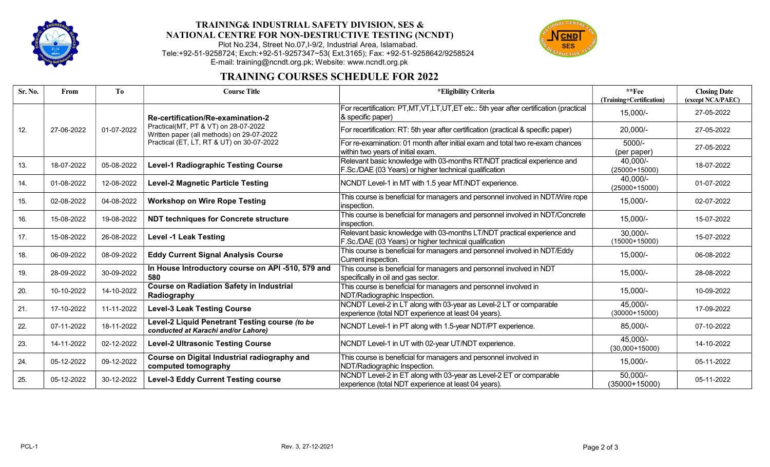**TRAINING& INDUSTRIAL SAFETY DIVISION, SES &**
**NATIONAL CENTRE FOR NON-DESTRUCTIVE TESTING (NCNDT)**
Plot No.234, Street No.07,I-9/2, Industrial Area, Islamabad.
Tele:+92-51-9258724; Exch:+92-51-9257347~53( Ext.3165); Fax: +92-51-9258642/9258524
E-mail: training@ncndt.org.pk; Website: www.ncndt.org.pk

## TRAINING COURSES SCHEDULE FOR 2022

| Sr. No. | From | To | Course Title | *Eligibility Criteria | **Fee (Training+Certification) | Closing Date (except NCA/PAEC) |
|---|---|---|---|---|---|---|
| 12. | 27-06-2022 | 01-07-2022 | **Re-certification/Re-examination-2** Practical(MT, PT & VT) on 28-07-2022 Written paper (all methods) on 29-07-2022 Practical (ET, LT, RT & UT) on 30-07-2022 | For recertification: PT,MT,VT,LT,UT,ET etc.: 5th year after certification (practical & specific paper) | 15,000/- | 27-05-2022 |
| | | | | For recertification: RT: 5th year after certification (practical & specific paper) | 20,000/- | 27-05-2022 |
| | | | | For re-examination: 01 month after initial exam and total two re-exam chances within two years of initial exam. | 5000/- (per paper) | 27-05-2022 |
| 13. | 18-07-2022 | 05-08-2022 | **Level-1 Radiographic Testing Course** | Relevant basic knowledge with 03-months RT/NDT practical experience and F.Sc./DAE (03 Years) or higher technical qualification | 40,000/- (25000+15000) | 18-07-2022 |
| 14. | 01-08-2022 | 12-08-2022 | **Level-2 Magnetic Particle Testing** | NCNDT Level-1 in MT with 1.5 year MT/NDT experience. | 40,000/- (25000+15000) | 01-07-2022 |
| 15. | 02-08-2022 | 04-08-2022 | **Workshop on Wire Rope Testing** | This course is beneficial for managers and personnel involved in NDT/Wire rope inspection. | 15,000/- | 02-07-2022 |
| 16. | 15-08-2022 | 19-08-2022 | **NDT techniques for Concrete structure** | This course is beneficial for managers and personnel involved in NDT/Concrete inspection. | 15,000/- | 15-07-2022 |
| 17. | 15-08-2022 | 26-08-2022 | **Level -1 Leak Testing** | Relevant basic knowledge with 03-months LT/NDT practical experience and F.Sc./DAE (03 Years) or higher technical qualification | 30,000/- (15000+15000) | 15-07-2022 |
| 18. | 06-09-2022 | 08-09-2022 | **Eddy Current Signal Analysis Course** | This course is beneficial for managers and personnel involved in NDT/Eddy Current inspection. | 15,000/- | 06-08-2022 |
| 19. | 28-09-2022 | 30-09-2022 | **In House Introductory course on API -510, 579 and 580** | This course is beneficial for managers and personnel involved in NDT specifically in oil and gas sector. | 15,000/- | 28-08-2022 |
| 20. | 10-10-2022 | 14-10-2022 | **Course on Radiation Safety in Industrial Radiography** | This course is beneficial for managers and personnel involved in NDT/Radiographic Inspection. | 15,000/- | 10-09-2022 |
| 21. | 17-10-2022 | 11-11-2022 | **Level-3 Leak Testing Course** | NCNDT Level-2 in LT along with 03-year as Level-2 LT or comparable experience (total NDT experience at least 04 years). | 45,000/- (30000+15000) | 17-09-2022 |
| 22. | 07-11-2022 | 18-11-2022 | **Level-2 Liquid Penetrant Testing course** *(to be conducted at Karachi and/or Lahore)* | NCNDT Level-1 in PT along with 1.5-year NDT/PT experience. | 85,000/- | 07-10-2022 |
| 23. | 14-11-2022 | 02-12-2022 | **Level-2 Ultrasonic Testing Course** | NCNDT Level-1 in UT with 02-year UT/NDT experience. | 45,000/- (30,000+15000) | 14-10-2022 |
| 24. | 05-12-2022 | 09-12-2022 | **Course on Digital Industrial radiography and computed tomography** | This course is beneficial for managers and personnel involved in NDT/Radiographic Inspection. | 15,000/- | 05-11-2022 |
| 25. | 05-12-2022 | 30-12-2022 | **Level-3 Eddy Current Testing course** | NCNDT Level-2 in ET along with 03-year as Level-2 ET or comparable experience (total NDT experience at least 04 years). | 50,000/- (35000+15000) | 05-11-2022 |

PCL-1 Rev. 3, 27-12-2021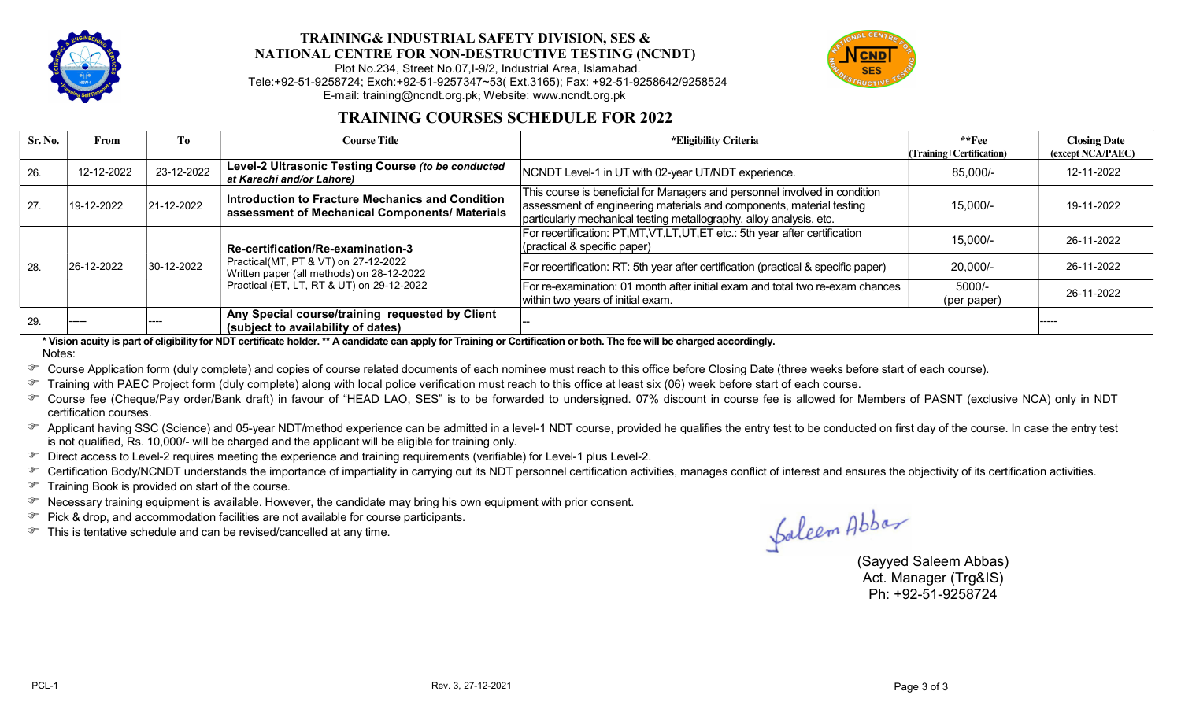**TRAINING& INDUSTRIAL SAFETY DIVISION, SES &**
**NATIONAL CENTRE FOR NON-DESTRUCTIVE TESTING (NCNDT)**
Plot No.234, Street No.07,I-9/2, Industrial Area, Islamabad.
Tele:+92-51-9258724; Exch:+92-51-9257347~53( Ext.3165); Fax: +92-51-9258642/9258524
E-mail: training@ncndt.org.pk; Website: www.ncndt.org.pk

## TRAINING COURSES SCHEDULE FOR 2022

| Sr. No. | From | To | Course Title | *Eligibility Criteria | **Fee (Training+Certification) | Closing Date (except NCA/PAEC) |
|---|---|---|---|---|---|---|
| 26. | 12-12-2022 | 23-12-2022 | **Level-2 Ultrasonic Testing Course** ***(to be conducted at Karachi and/or Lahore)*** | NCNDT Level-1 in UT with 02-year UT/NDT experience. | 85,000/- | 12-11-2022 |
| 27. | 19-12-2022 | 21-12-2022 | **Introduction to Fracture Mechanics and Condition assessment of Mechanical Components/ Materials** | This course is beneficial for Managers and personnel involved in condition assessment of engineering materials and components, material testing particularly mechanical testing metallography, alloy analysis, etc. | 15,000/- | 19-11-2022 |
| 28. | 26-12-2022 | 30-12-2022 | **Re-certification/Re-examination-3** Practical(MT, PT & VT) on 27-12-2022 Written paper (all methods) on 28-12-2022 Practical (ET, LT, RT & UT) on 29-12-2022 | For recertification: PT,MT,VT,LT,UT,ET etc.: 5th year after certification (practical & specific paper) | 15,000/- | 26-11-2022 |
| | | | | For recertification: RT: 5th year after certification (practical & specific paper) | 20,000/- | 26-11-2022 |
| | | | | For re-examination: 01 month after initial exam and total two re-exam chances within two years of initial exam. | 5000/- (per paper) | 26-11-2022 |
| 29. | ----- | ---- | **Any Special course/training requested by Client (subject to availability of dates)** | -- | | ----- |

**\* Vision acuity is part of eligibility for NDT certificate holder. \*\* A candidate can apply for Training or Certification or both. The fee will be charged accordingly.**

Notes:

- Course Application form (duly complete) and copies of course related documents of each nominee must reach to this office before Closing Date (three weeks before start of each course).
- Training with PAEC Project form (duly complete) along with local police verification must reach to this office at least six (06) week before start of each course.
- Course fee (Cheque/Pay order/Bank draft) in favour of "HEAD LAO, SES" is to be forwarded to undersigned. 07% discount in course fee is allowed for Members of PASNT (exclusive NCA) only in NDT certification courses.
- Applicant having SSC (Science) and 05-year NDT/method experience can be admitted in a level-1 NDT course, provided he qualifies the entry test to be conducted on first day of the course. In case the entry test is not qualified, Rs. 10,000/- will be charged and the applicant will be eligible for training only.
- Direct access to Level-2 requires meeting the experience and training requirements (verifiable) for Level-1 plus Level-2.
- Certification Body/NCNDT understands the importance of impartiality in carrying out its NDT personnel certification activities, manages conflict of interest and ensures the objectivity of its certification activities.
- Training Book is provided on start of the course.
- Necessary training equipment is available. However, the candidate may bring his own equipment with prior consent.
- Pick & drop, and accommodation facilities are not available for course participants.
- This is tentative schedule and can be revised/cancelled at any time.

Saleem Abbas

(Sayyed Saleem Abbas)
Act. Manager (Trg&IS)
Ph: +92-51-9258724

PCL-1 Rev. 3, 27-12-2021